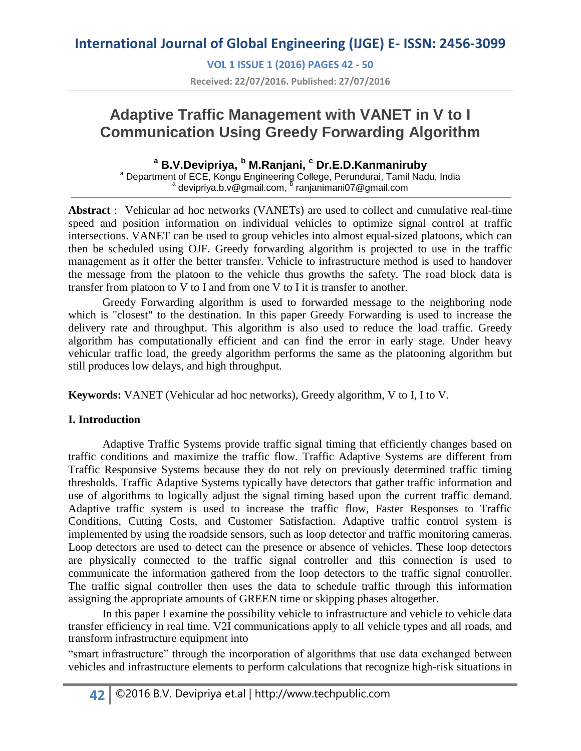# Adaptive Traffic Management with VANET in V to I Communication Using Greedy Forwarding Algorithm

**[a] B.V.Devipriya, [b] M.Ranjani, [c] Dr.E.D.Kanmaniruby**

[a] Department of ECE, Kongu Engineering College, Perundurai, Tamil Nadu, India
[a] devipriya.b.v@gmail.com, [b] ranjanimani07@gmail.com

**Abstract** : Vehicular ad hoc networks (VANETs) are used to collect and cumulative real-time speed and position information on individual vehicles to optimize signal control at traffic intersections. VANET can be used to group vehicles into almost equal-sized platoons, which can then be scheduled using OJF. Greedy forwarding algorithm is projected to use in the traffic management as it offer the better transfer. Vehicle to infrastructure method is used to handover the message from the platoon to the vehicle thus growths the safety. The road block data is transfer from platoon to V to I and from one V to I it is transfer to another.

Greedy Forwarding algorithm is used to forwarded message to the neighboring node which is "closest" to the destination. In this paper Greedy Forwarding is used to increase the delivery rate and throughput. This algorithm is also used to reduce the load traffic. Greedy algorithm has computationally efficient and can find the error in early stage. Under heavy vehicular traffic load, the greedy algorithm performs the same as the platooning algorithm but still produces low delays, and high throughput.

**Keywords:** VANET (Vehicular ad hoc networks), Greedy algorithm, V to I, I to V.

## I. Introduction

Adaptive Traffic Systems provide traffic signal timing that efficiently changes based on traffic conditions and maximize the traffic flow. Traffic Adaptive Systems are different from Traffic Responsive Systems because they do not rely on previously determined traffic timing thresholds. Traffic Adaptive Systems typically have detectors that gather traffic information and use of algorithms to logically adjust the signal timing based upon the current traffic demand. Adaptive traffic system is used to increase the traffic flow, Faster Responses to Traffic Conditions, Cutting Costs, and Customer Satisfaction. Adaptive traffic control system is implemented by using the roadside sensors, such as loop detector and traffic monitoring cameras. Loop detectors are used to detect can the presence or absence of vehicles. These loop detectors are physically connected to the traffic signal controller and this connection is used to communicate the information gathered from the loop detectors to the traffic signal controller. The traffic signal controller then uses the data to schedule traffic through this information assigning the appropriate amounts of GREEN time or skipping phases altogether.

In this paper I examine the possibility vehicle to infrastructure and vehicle to vehicle data transfer efficiency in real time. V2I communications apply to all vehicle types and all roads, and transform infrastructure equipment into

"smart infrastructure" through the incorporation of algorithms that use data exchanged between vehicles and infrastructure elements to perform calculations that recognize high-risk situations in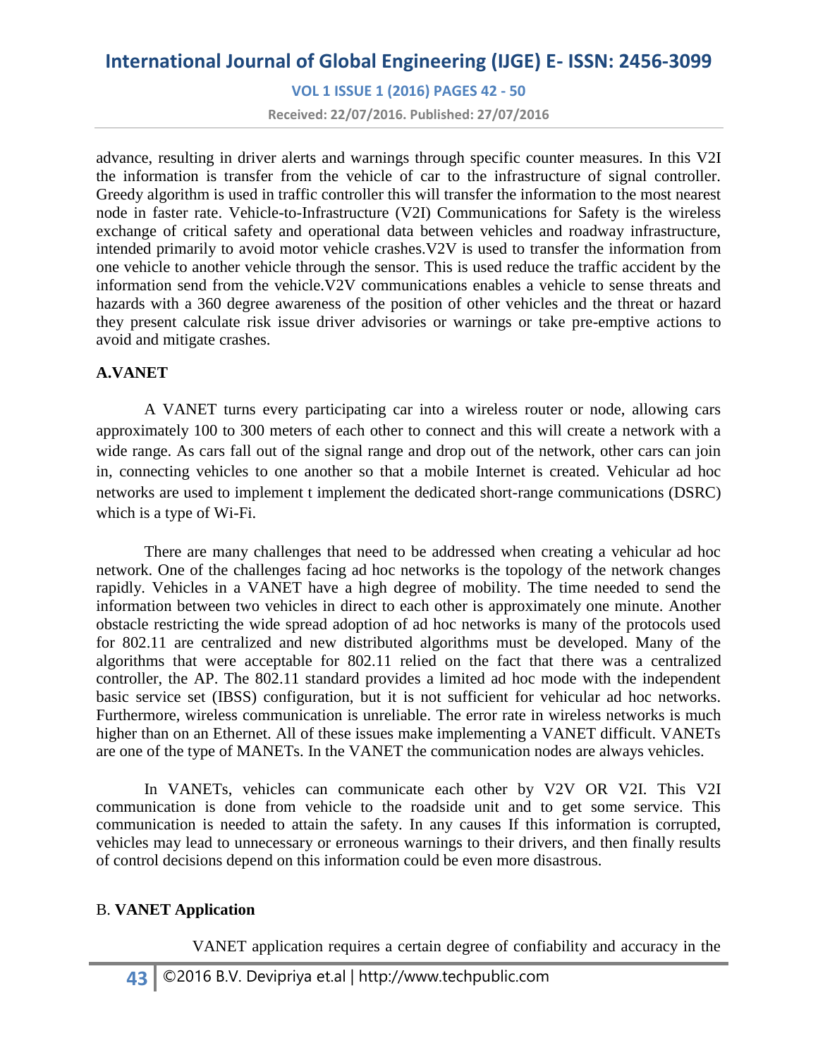advance, resulting in driver alerts and warnings through specific counter measures. In this V2I the information is transfer from the vehicle of car to the infrastructure of signal controller. Greedy algorithm is used in traffic controller this will transfer the information to the most nearest node in faster rate. Vehicle-to-Infrastructure (V2I) Communications for Safety is the wireless exchange of critical safety and operational data between vehicles and roadway infrastructure, intended primarily to avoid motor vehicle crashes.V2V is used to transfer the information from one vehicle to another vehicle through the sensor. This is used reduce the traffic accident by the information send from the vehicle.V2V communications enables a vehicle to sense threats and hazards with a 360 degree awareness of the position of other vehicles and the threat or hazard they present calculate risk issue driver advisories or warnings or take pre-emptive actions to avoid and mitigate crashes.

## A.VANET

A VANET turns every participating car into a wireless router or node, allowing cars approximately 100 to 300 meters of each other to connect and this will create a network with a wide range. As cars fall out of the signal range and drop out of the network, other cars can join in, connecting vehicles to one another so that a mobile Internet is created. Vehicular ad hoc networks are used to implement t implement the dedicated short-range communications (DSRC) which is a type of Wi-Fi.

There are many challenges that need to be addressed when creating a vehicular ad hoc network. One of the challenges facing ad hoc networks is the topology of the network changes rapidly. Vehicles in a VANET have a high degree of mobility. The time needed to send the information between two vehicles in direct to each other is approximately one minute. Another obstacle restricting the wide spread adoption of ad hoc networks is many of the protocols used for 802.11 are centralized and new distributed algorithms must be developed. Many of the algorithms that were acceptable for 802.11 relied on the fact that there was a centralized controller, the AP. The 802.11 standard provides a limited ad hoc mode with the independent basic service set (IBSS) configuration, but it is not sufficient for vehicular ad hoc networks. Furthermore, wireless communication is unreliable. The error rate in wireless networks is much higher than on an Ethernet. All of these issues make implementing a VANET difficult. VANETs are one of the type of MANETs. In the VANET the communication nodes are always vehicles.

In VANETs, vehicles can communicate each other by V2V OR V2I. This V2I communication is done from vehicle to the roadside unit and to get some service. This communication is needed to attain the safety. In any causes If this information is corrupted, vehicles may lead to unnecessary or erroneous warnings to their drivers, and then finally results of control decisions depend on this information could be even more disastrous.

## B. VANET Application

VANET application requires a certain degree of confiability and accuracy in the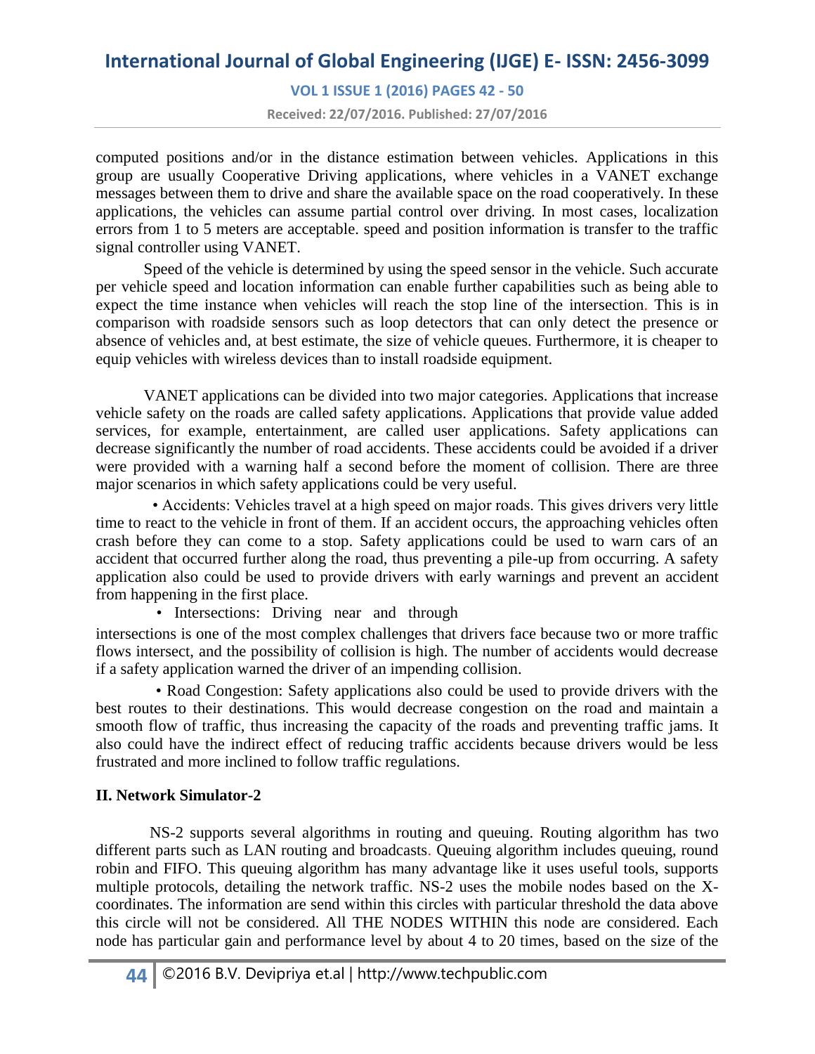computed positions and/or in the distance estimation between vehicles. Applications in this group are usually Cooperative Driving applications, where vehicles in a VANET exchange messages between them to drive and share the available space on the road cooperatively. In these applications, the vehicles can assume partial control over driving. In most cases, localization errors from 1 to 5 meters are acceptable. speed and position information is transfer to the traffic signal controller using VANET.

Speed of the vehicle is determined by using the speed sensor in the vehicle. Such accurate per vehicle speed and location information can enable further capabilities such as being able to expect the time instance when vehicles will reach the stop line of the intersection. This is in comparison with roadside sensors such as loop detectors that can only detect the presence or absence of vehicles and, at best estimate, the size of vehicle queues. Furthermore, it is cheaper to equip vehicles with wireless devices than to install roadside equipment.

VANET applications can be divided into two major categories. Applications that increase vehicle safety on the roads are called safety applications. Applications that provide value added services, for example, entertainment, are called user applications. Safety applications can decrease significantly the number of road accidents. These accidents could be avoided if a driver were provided with a warning half a second before the moment of collision. There are three major scenarios in which safety applications could be very useful.

- Accidents: Vehicles travel at a high speed on major roads. This gives drivers very little time to react to the vehicle in front of them. If an accident occurs, the approaching vehicles often crash before they can come to a stop. Safety applications could be used to warn cars of an accident that occurred further along the road, thus preventing a pile-up from occurring. A safety application also could be used to provide drivers with early warnings and prevent an accident from happening in the first place.
- Intersections: Driving near and through intersections is one of the most complex challenges that drivers face because two or more traffic flows intersect, and the possibility of collision is high. The number of accidents would decrease if a safety application warned the driver of an impending collision.
- Road Congestion: Safety applications also could be used to provide drivers with the best routes to their destinations. This would decrease congestion on the road and maintain a smooth flow of traffic, thus increasing the capacity of the roads and preventing traffic jams. It also could have the indirect effect of reducing traffic accidents because drivers would be less frustrated and more inclined to follow traffic regulations.

## II. Network Simulator-2

NS-2 supports several algorithms in routing and queuing. Routing algorithm has two different parts such as LAN routing and broadcasts. Queuing algorithm includes queuing, round robin and FIFO. This queuing algorithm has many advantage like it uses useful tools, supports multiple protocols, detailing the network traffic. NS-2 uses the mobile nodes based on the X-coordinates. The information are send within this circles with particular threshold the data above this circle will not be considered. All THE NODES WITHIN this node are considered. Each node has particular gain and performance level by about 4 to 20 times, based on the size of the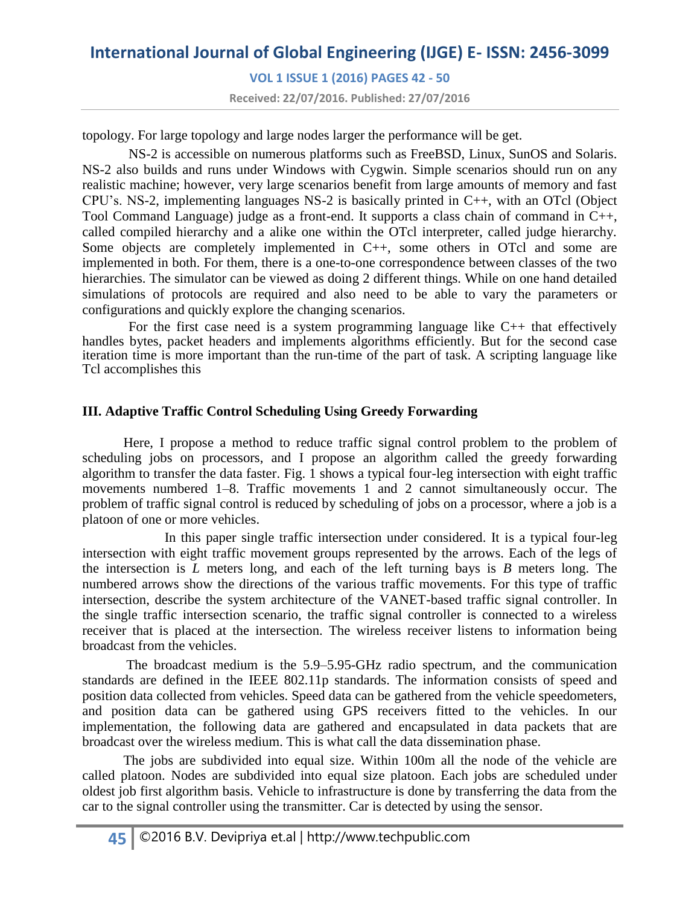topology. For large topology and large nodes larger the performance will be get.

NS-2 is accessible on numerous platforms such as FreeBSD, Linux, SunOS and Solaris. NS-2 also builds and runs under Windows with Cygwin. Simple scenarios should run on any realistic machine; however, very large scenarios benefit from large amounts of memory and fast CPU's. NS-2, implementing languages NS-2 is basically printed in C++, with an OTcl (Object Tool Command Language) judge as a front-end. It supports a class chain of command in C++, called compiled hierarchy and a alike one within the OTcl interpreter, called judge hierarchy. Some objects are completely implemented in C++, some others in OTcl and some are implemented in both. For them, there is a one-to-one correspondence between classes of the two hierarchies. The simulator can be viewed as doing 2 different things. While on one hand detailed simulations of protocols are required and also need to be able to vary the parameters or configurations and quickly explore the changing scenarios.

For the first case need is a system programming language like C++ that effectively handles bytes, packet headers and implements algorithms efficiently. But for the second case iteration time is more important than the run-time of the part of task. A scripting language like Tcl accomplishes this

### III. Adaptive Traffic Control Scheduling Using Greedy Forwarding

Here, I propose a method to reduce traffic signal control problem to the problem of scheduling jobs on processors, and I propose an algorithm called the greedy forwarding algorithm to transfer the data faster. Fig. 1 shows a typical four-leg intersection with eight traffic movements numbered 1–8. Traffic movements 1 and 2 cannot simultaneously occur. The problem of traffic signal control is reduced by scheduling of jobs on a processor, where a job is a platoon of one or more vehicles.

In this paper single traffic intersection under considered. It is a typical four-leg intersection with eight traffic movement groups represented by the arrows. Each of the legs of the intersection is *L* meters long, and each of the left turning bays is *B* meters long. The numbered arrows show the directions of the various traffic movements. For this type of traffic intersection, describe the system architecture of the VANET-based traffic signal controller. In the single traffic intersection scenario, the traffic signal controller is connected to a wireless receiver that is placed at the intersection. The wireless receiver listens to information being broadcast from the vehicles.

The broadcast medium is the 5.9–5.95-GHz radio spectrum, and the communication standards are defined in the IEEE 802.11p standards. The information consists of speed and position data collected from vehicles. Speed data can be gathered from the vehicle speedometers, and position data can be gathered using GPS receivers fitted to the vehicles. In our implementation, the following data are gathered and encapsulated in data packets that are broadcast over the wireless medium. This is what call the data dissemination phase.

The jobs are subdivided into equal size. Within 100m all the node of the vehicle are called platoon. Nodes are subdivided into equal size platoon. Each jobs are scheduled under oldest job first algorithm basis. Vehicle to infrastructure is done by transferring the data from the car to the signal controller using the transmitter. Car is detected by using the sensor.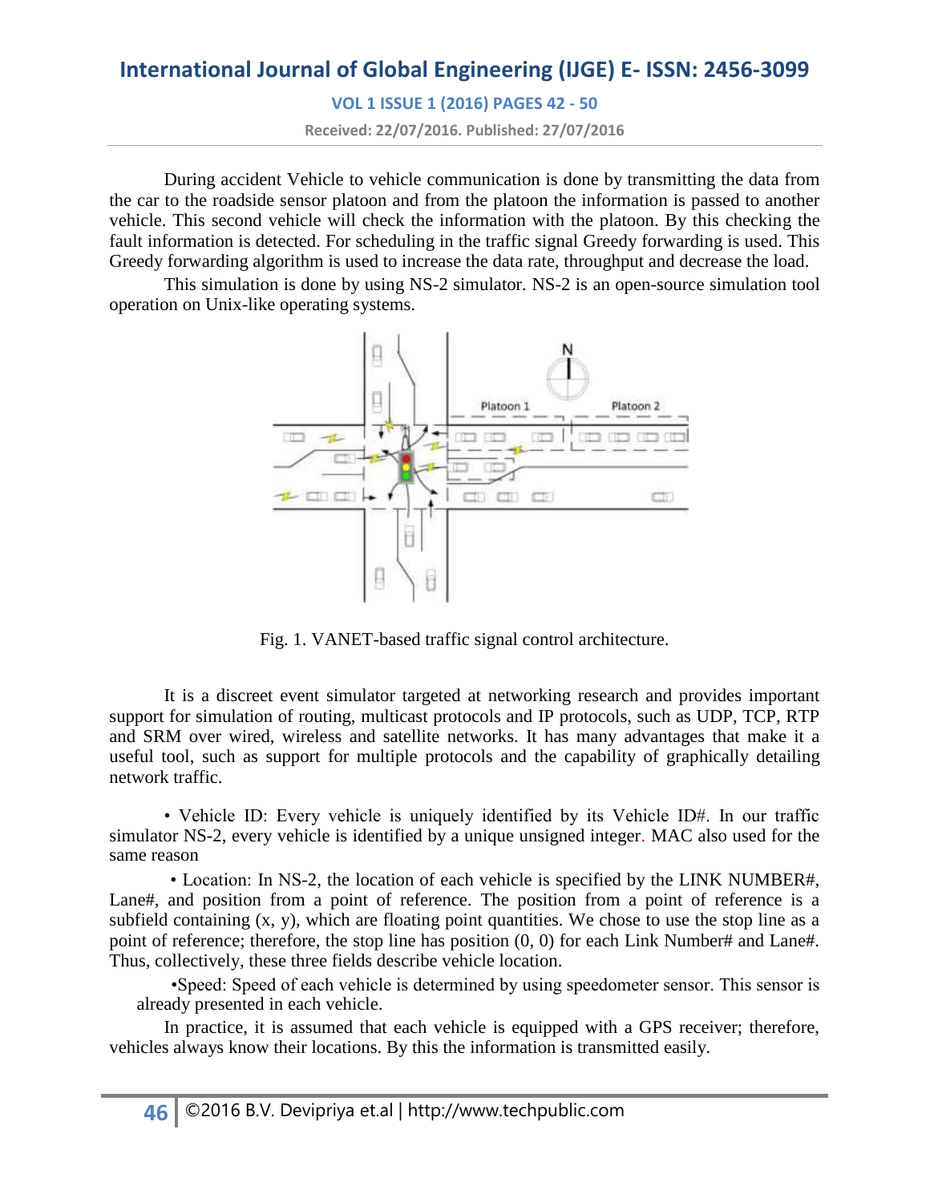During accident Vehicle to vehicle communication is done by transmitting the data from the car to the roadside sensor platoon and from the platoon the information is passed to another vehicle. This second vehicle will check the information with the platoon. By this checking the fault information is detected. For scheduling in the traffic signal Greedy forwarding is used. This Greedy forwarding algorithm is used to increase the data rate, throughput and decrease the load.

This simulation is done by using NS-2 simulator. NS-2 is an open-source simulation tool operation on Unix-like operating systems.

Fig. 1. VANET-based traffic signal control architecture.

It is a discreet event simulator targeted at networking research and provides important support for simulation of routing, multicast protocols and IP protocols, such as UDP, TCP, RTP and SRM over wired, wireless and satellite networks. It has many advantages that make it a useful tool, such as support for multiple protocols and the capability of graphically detailing network traffic.

• Vehicle ID: Every vehicle is uniquely identified by its Vehicle ID#. In our traffic simulator NS-2, every vehicle is identified by a unique unsigned integer. MAC also used for the same reason

• Location: In NS-2, the location of each vehicle is specified by the LINK NUMBER#, Lane#, and position from a point of reference. The position from a point of reference is a subfield containing (x, y), which are floating point quantities. We chose to use the stop line as a point of reference; therefore, the stop line has position (0, 0) for each Link Number# and Lane#. Thus, collectively, these three fields describe vehicle location.

•Speed: Speed of each vehicle is determined by using speedometer sensor. This sensor is already presented in each vehicle.

In practice, it is assumed that each vehicle is equipped with a GPS receiver; therefore, vehicles always know their locations. By this the information is transmitted easily.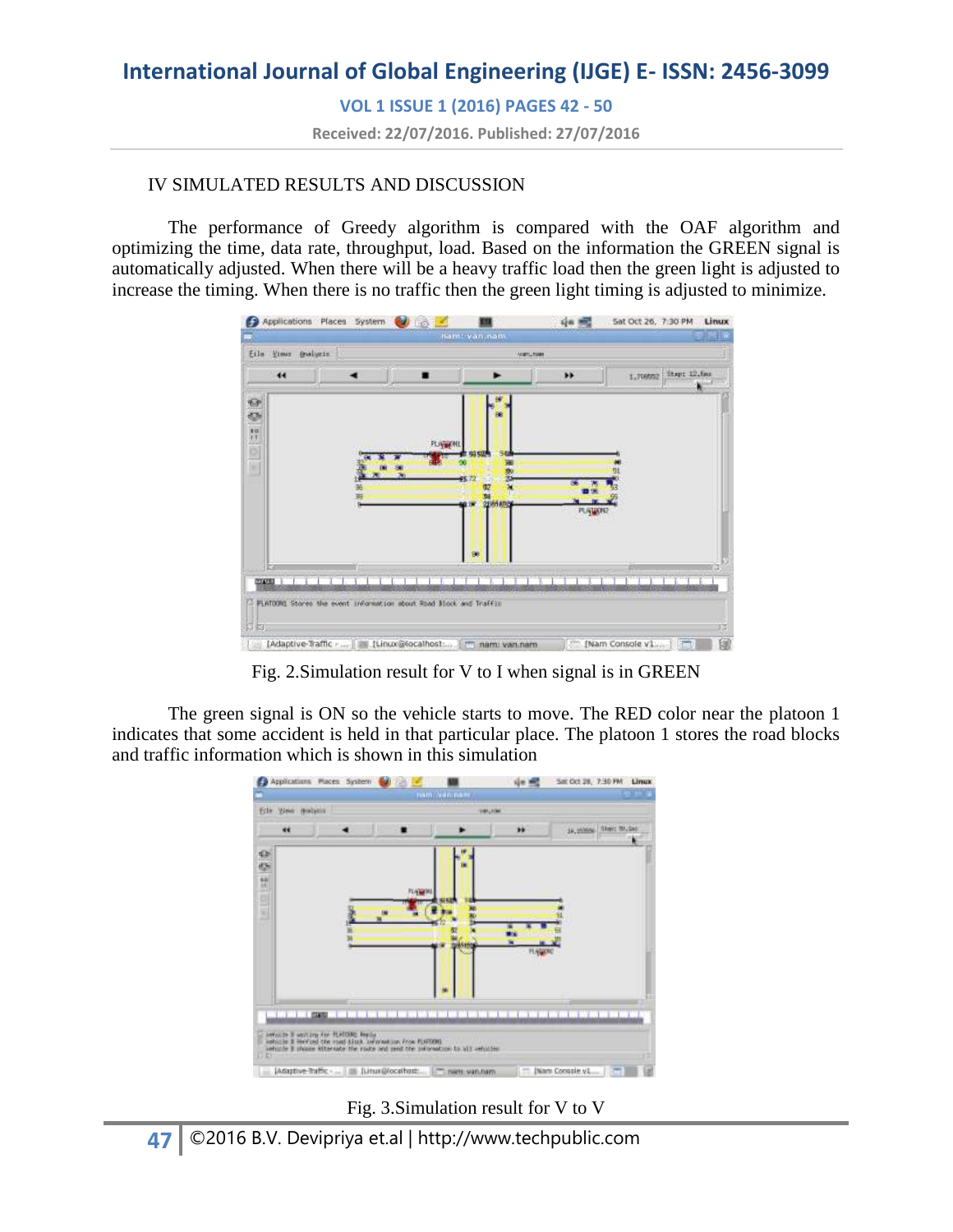## IV SIMULATED RESULTS AND DISCUSSION

The performance of Greedy algorithm is compared with the OAF algorithm and optimizing the time, data rate, throughput, load. Based on the information the GREEN signal is automatically adjusted. When there will be a heavy traffic load then the green light is adjusted to increase the timing. When there is no traffic then the green light timing is adjusted to minimize.

Fig. 2.Simulation result for V to I when signal is in GREEN

The green signal is ON so the vehicle starts to move. The RED color near the platoon 1 indicates that some accident is held in that particular place. The platoon 1 stores the road blocks and traffic information which is shown in this simulation

Fig. 3.Simulation result for V to V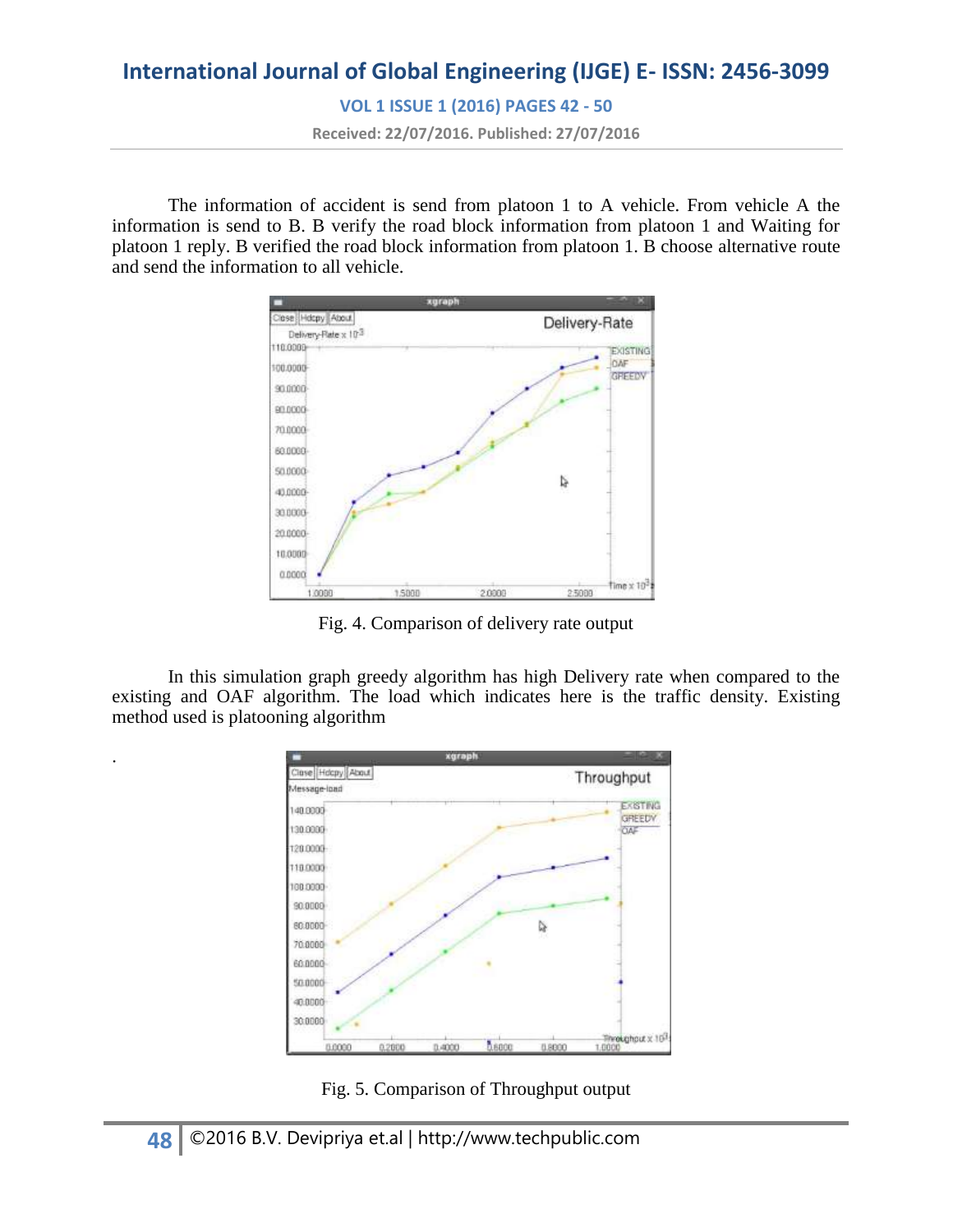The information of accident is send from platoon 1 to A vehicle. From vehicle A the information is send to B. B verify the road block information from platoon 1 and Waiting for platoon 1 reply. B verified the road block information from platoon 1. B choose alternative route and send the information to all vehicle.

Fig. 4. Comparison of delivery rate output

In this simulation graph greedy algorithm has high Delivery rate when compared to the existing and OAF algorithm. The load which indicates here is the traffic density. Existing method used is platooning algorithm

.

Fig. 5. Comparison of Throughput output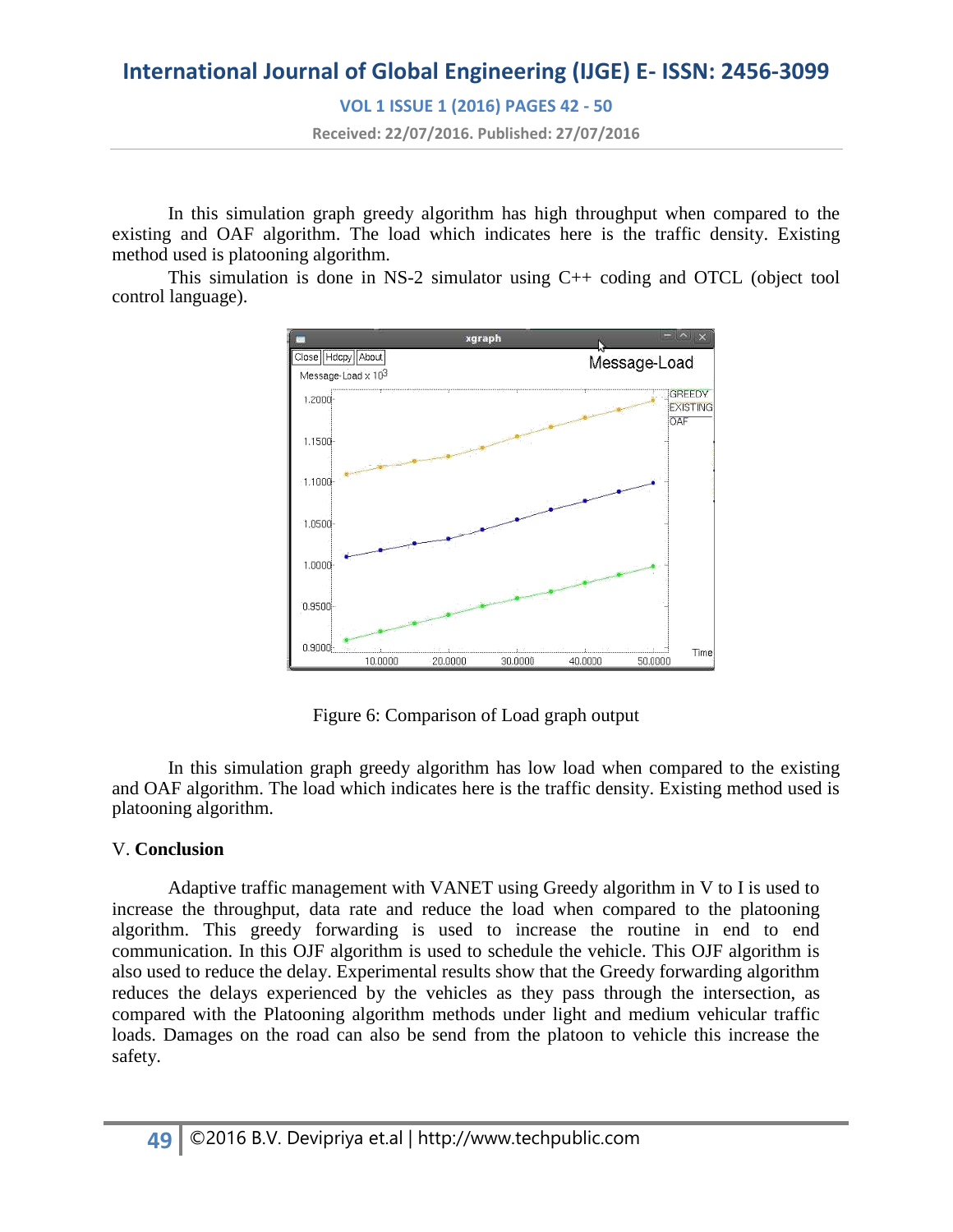In this simulation graph greedy algorithm has high throughput when compared to the existing and OAF algorithm. The load which indicates here is the traffic density. Existing method used is platooning algorithm.

This simulation is done in NS-2 simulator using C++ coding and OTCL (object tool control language).

Figure 6: Comparison of Load graph output

In this simulation graph greedy algorithm has low load when compared to the existing and OAF algorithm. The load which indicates here is the traffic density. Existing method used is platooning algorithm.

## V. Conclusion

Adaptive traffic management with VANET using Greedy algorithm in V to I is used to increase the throughput, data rate and reduce the load when compared to the platooning algorithm. This greedy forwarding is used to increase the routine in end to end communication. In this OJF algorithm is used to schedule the vehicle. This OJF algorithm is also used to reduce the delay. Experimental results show that the Greedy forwarding algorithm reduces the delays experienced by the vehicles as they pass through the intersection, as compared with the Platooning algorithm methods under light and medium vehicular traffic loads. Damages on the road can also be send from the platoon to vehicle this increase the safety.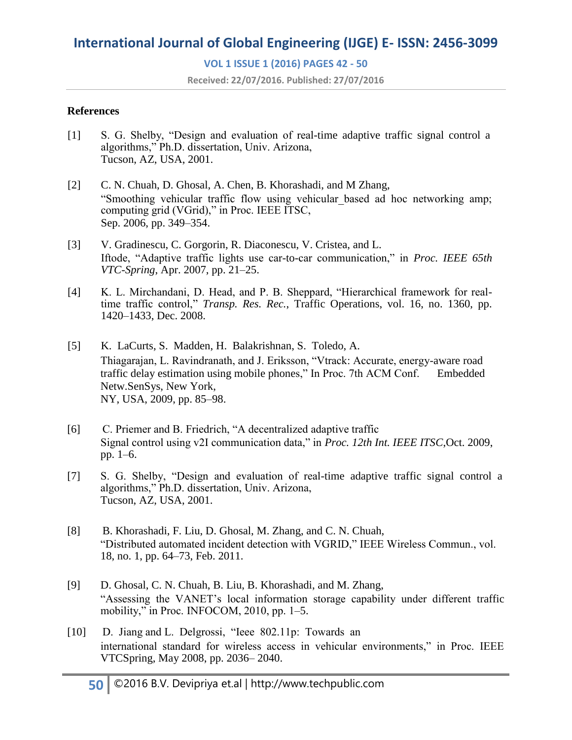**References**

[1] S. G. Shelby, "Design and evaluation of real-time adaptive traffic signal control a algorithms," Ph.D. dissertation, Univ. Arizona, Tucson, AZ, USA, 2001.

[2] C. N. Chuah, D. Ghosal, A. Chen, B. Khorashadi, and M Zhang, "Smoothing vehicular traffic flow using vehicular_based ad hoc networking amp; computing grid (VGrid)," in Proc. IEEE ITSC, Sep. 2006, pp. 349–354.

[3] V. Gradinescu, C. Gorgorin, R. Diaconescu, V. Cristea, and L. Iftode, "Adaptive traffic lights use car-to-car communication," in *Proc. IEEE 65th VTC-Spring*, Apr. 2007, pp. 21–25.

[4] K. L. Mirchandani, D. Head, and P. B. Sheppard, "Hierarchical framework for real-time traffic control," *Transp. Res. Rec.*, Traffic Operations, vol. 16, no. 1360, pp. 1420–1433, Dec. 2008.

[5] K. LaCurts, S. Madden, H. Balakrishnan, S. Toledo, A. Thiagarajan, L. Ravindranath, and J. Eriksson, "Vtrack: Accurate, energy-aware road traffic delay estimation using mobile phones," In Proc. 7th ACM Conf. Embedded Netw.SenSys, New York, NY, USA, 2009, pp. 85–98.

[6] C. Priemer and B. Friedrich, "A decentralized adaptive traffic Signal control using v2I communication data," in *Proc. 12th Int. IEEE ITSC*,Oct. 2009, pp. 1–6.

[7] S. G. Shelby, "Design and evaluation of real-time adaptive traffic signal control a algorithms," Ph.D. dissertation, Univ. Arizona, Tucson, AZ, USA, 2001.

[8] B. Khorashadi, F. Liu, D. Ghosal, M. Zhang, and C. N. Chuah, "Distributed automated incident detection with VGRID," IEEE Wireless Commun., vol. 18, no. 1, pp. 64–73, Feb. 2011.

[9] D. Ghosal, C. N. Chuah, B. Liu, B. Khorashadi, and M. Zhang, "Assessing the VANET's local information storage capability under different traffic mobility," in Proc. INFOCOM, 2010, pp. 1–5.

[10] D. Jiang and L. Delgrossi, "Ieee 802.11p: Towards an international standard for wireless access in vehicular environments," in Proc. IEEE VTCSpring, May 2008, pp. 2036– 2040.

©2016 B.V. Devipriya et.al | http://www.techpublic.com